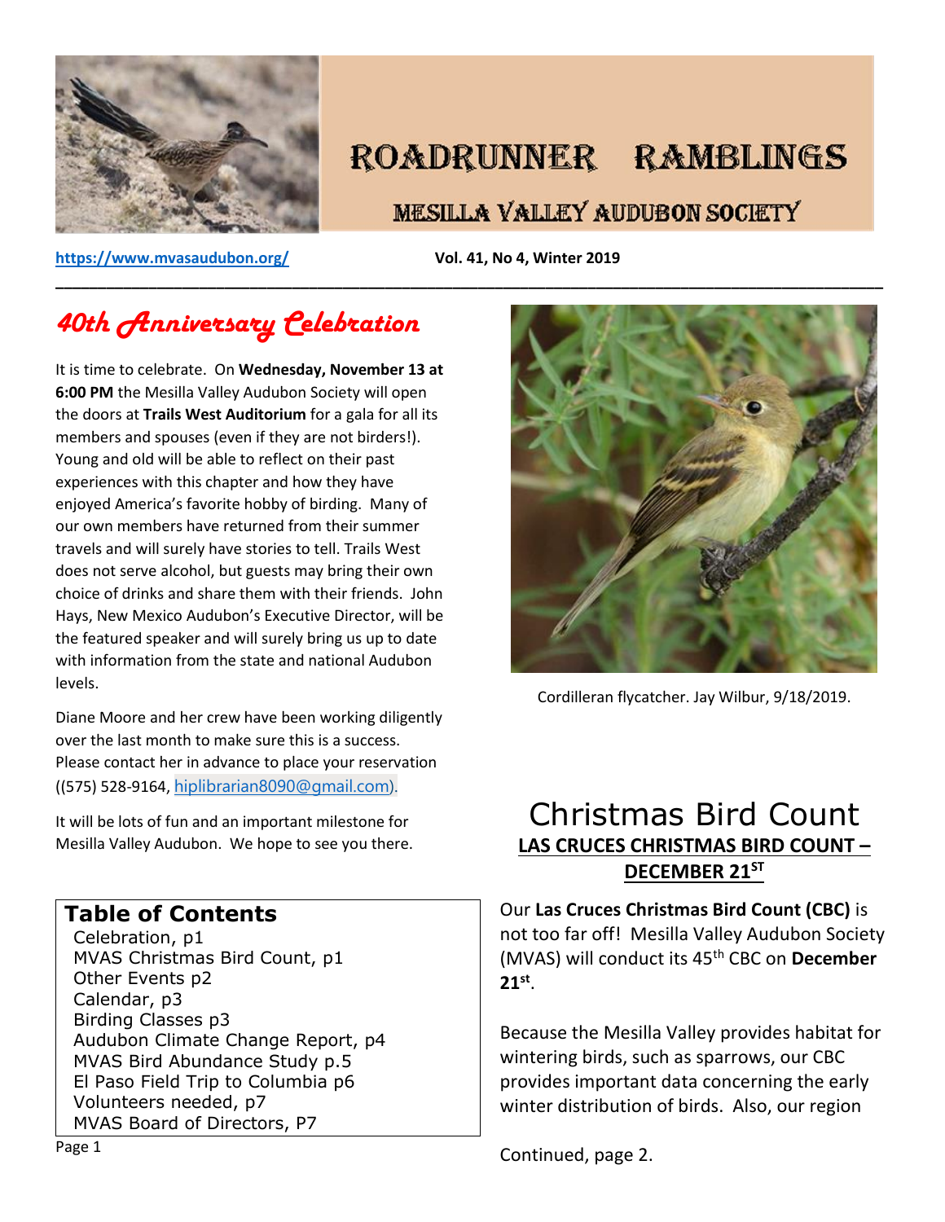# ROADRUNNER RAMBLINGS

## MESILLA VALLEY AUDUBON SOCIETY

**https://www.mvasaudubon.org/** **Vol. 41, No 4, Winter 2019**

## *40th Anniversary Celebration*

It is time to celebrate. On **Wednesday, November 13 at 6:00 PM** the Mesilla Valley Audubon Society will open the doors at **Trails West Auditorium** for a gala for all its members and spouses (even if they are not birders!). Young and old will be able to reflect on their past experiences with this chapter and how they have enjoyed America's favorite hobby of birding. Many of our own members have returned from their summer travels and will surely have stories to tell. Trails West does not serve alcohol, but guests may bring their own choice of drinks and share them with their friends. John Hays, New Mexico Audubon's Executive Director, will be the featured speaker and will surely bring us up to date with information from the state and national Audubon levels.

Diane Moore and her crew have been working diligently over the last month to make sure this is a success. Please contact her in advance to place your reservation ((575) 528-9164, hiplibrarian8090@gmail.com).

It will be lots of fun and an important milestone for Mesilla Valley Audubon. We hope to see you there.

### Table of Contents

- Celebration, p1
- MVAS Christmas Bird Count, p1
- Other Events p2
- Calendar, p3
- Birding Classes p3
- Audubon Climate Change Report, p4
- MVAS Bird Abundance Study p.5
- El Paso Field Trip to Columbia p6
- Volunteers needed, p7
- MVAS Board of Directors, P7

Cordilleran flycatcher. Jay Wilbur, 9/18/2019.

## Christmas Bird Count

### LAS CRUCES CHRISTMAS BIRD COUNT – DECEMBER 21ST

Our **Las Cruces Christmas Bird Count (CBC)** is not too far off! Mesilla Valley Audubon Society (MVAS) will conduct its 45th CBC on **December 21st**.

Because the Mesilla Valley provides habitat for wintering birds, such as sparrows, our CBC provides important data concerning the early winter distribution of birds. Also, our region

Continued, page 2.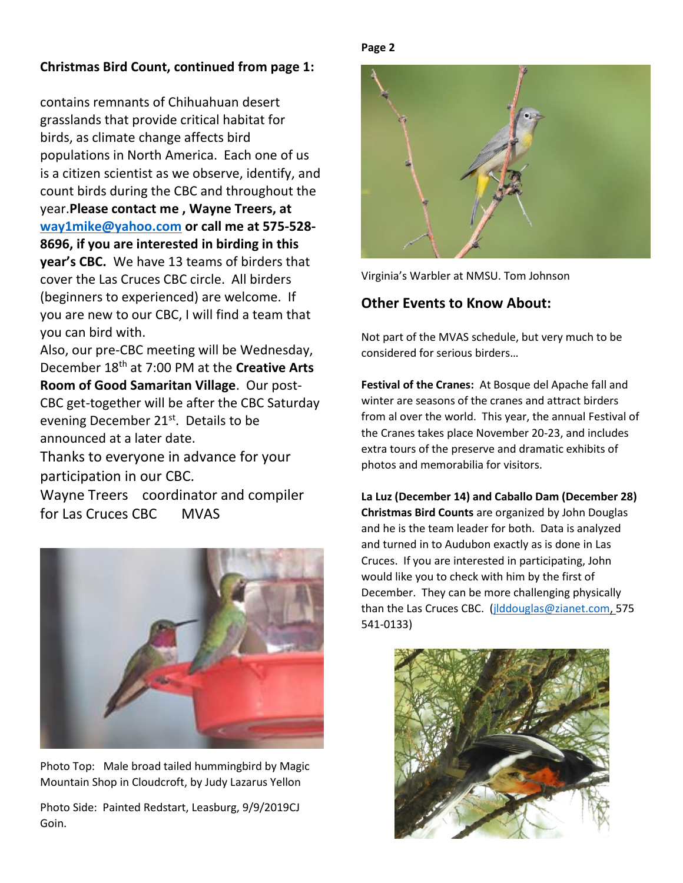## Christmas Bird Count, continued from page 1:

contains remnants of Chihuahuan desert grasslands that provide critical habitat for birds, as climate change affects bird populations in North America. Each one of us is a citizen scientist as we observe, identify, and count birds during the CBC and throughout the year. **Please contact me , Wayne Treers, at way1mike@yahoo.com or call me at 575-528-8696, if you are interested in birding in this year's CBC.** We have 13 teams of birders that cover the Las Cruces CBC circle. All birders (beginners to experienced) are welcome. If you are new to our CBC, I will find a team that you can bird with.

Also, our pre-CBC meeting will be Wednesday, December 18th at 7:00 PM at the **Creative Arts Room of Good Samaritan Village**. Our post-CBC get-together will be after the CBC Saturday evening December 21st. Details to be announced at a later date.

Thanks to everyone in advance for your participation in our CBC.

Wayne Treers coordinator and compiler for Las Cruces CBC MVAS

Photo Top: Male broad tailed hummingbird by Magic Mountain Shop in Cloudcroft, by Judy Lazarus Yellon

Photo Side: Painted Redstart, Leasburg, 9/9/2019CJ Goin.

Virginia's Warbler at NMSU. Tom Johnson

## Other Events to Know About:

Not part of the MVAS schedule, but very much to be considered for serious birders…

**Festival of the Cranes:** At Bosque del Apache fall and winter are seasons of the cranes and attract birders from al over the world. This year, the annual Festival of the Cranes takes place November 20-23, and includes extra tours of the preserve and dramatic exhibits of photos and memorabilia for visitors.

**La Luz (December 14) and Caballo Dam (December 28) Christmas Bird Counts** are organized by John Douglas and he is the team leader for both. Data is analyzed and turned in to Audubon exactly as is done in Las Cruces. If you are interested in participating, John would like you to check with him by the first of December. They can be more challenging physically than the Las Cruces CBC. (jlddouglas@zianet.com, 575 541-0133)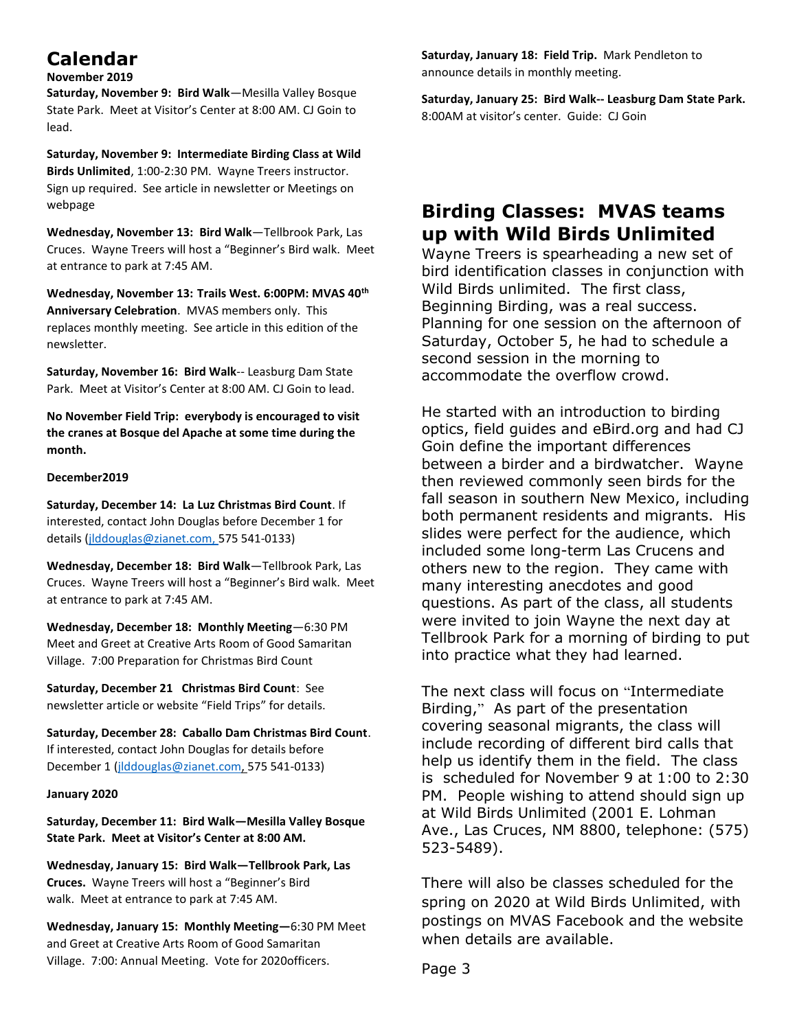# Calendar

**November 2019**

**Saturday, November 9: Bird Walk**—Mesilla Valley Bosque State Park. Meet at Visitor's Center at 8:00 AM. CJ Goin to lead.

**Saturday, November 9: Intermediate Birding Class at Wild Birds Unlimited**, 1:00-2:30 PM. Wayne Treers instructor. Sign up required. See article in newsletter or Meetings on webpage

**Wednesday, November 13: Bird Walk**—Tellbrook Park, Las Cruces. Wayne Treers will host a "Beginner's Bird walk. Meet at entrance to park at 7:45 AM.

**Wednesday, November 13: Trails West. 6:00PM: MVAS 40th Anniversary Celebration**. MVAS members only. This replaces monthly meeting. See article in this edition of the newsletter.

**Saturday, November 16: Bird Walk**-- Leasburg Dam State Park. Meet at Visitor's Center at 8:00 AM. CJ Goin to lead.

**No November Field Trip: everybody is encouraged to visit the cranes at Bosque del Apache at some time during the month.**

**December2019**

**Saturday, December 14: La Luz Christmas Bird Count**. If interested, contact John Douglas before December 1 for details (jlddouglas@zianet.com, 575 541-0133)

**Wednesday, December 18: Bird Walk**—Tellbrook Park, Las Cruces. Wayne Treers will host a "Beginner's Bird walk. Meet at entrance to park at 7:45 AM.

**Wednesday, December 18: Monthly Meeting**—6:30 PM Meet and Greet at Creative Arts Room of Good Samaritan Village. 7:00 Preparation for Christmas Bird Count

**Saturday, December 21 Christmas Bird Count**: See newsletter article or website "Field Trips" for details.

**Saturday, December 28: Caballo Dam Christmas Bird Count**. If interested, contact John Douglas for details before December 1 (jlddouglas@zianet.com, 575 541-0133)

**January 2020**

**Saturday, December 11: Bird Walk—Mesilla Valley Bosque State Park. Meet at Visitor's Center at 8:00 AM.**

**Wednesday, January 15: Bird Walk—Tellbrook Park, Las Cruces.** Wayne Treers will host a "Beginner's Bird walk. Meet at entrance to park at 7:45 AM.

**Wednesday, January 15: Monthly Meeting—**6:30 PM Meet and Greet at Creative Arts Room of Good Samaritan Village. 7:00: Annual Meeting. Vote for 2020officers.

**Saturday, January 18: Field Trip.** Mark Pendleton to announce details in monthly meeting.

**Saturday, January 25: Bird Walk-- Leasburg Dam State Park.** 8:00AM at visitor's center. Guide: CJ Goin

# Birding Classes: MVAS teams up with Wild Birds Unlimited

Wayne Treers is spearheading a new set of bird identification classes in conjunction with Wild Birds unlimited. The first class, Beginning Birding, was a real success. Planning for one session on the afternoon of Saturday, October 5, he had to schedule a second session in the morning to accommodate the overflow crowd.

He started with an introduction to birding optics, field guides and eBird.org and had CJ Goin define the important differences between a birder and a birdwatcher. Wayne then reviewed commonly seen birds for the fall season in southern New Mexico, including both permanent residents and migrants. His slides were perfect for the audience, which included some long-term Las Crucens and others new to the region. They came with many interesting anecdotes and good questions. As part of the class, all students were invited to join Wayne the next day at Tellbrook Park for a morning of birding to put into practice what they had learned.

The next class will focus on "Intermediate Birding," As part of the presentation covering seasonal migrants, the class will include recording of different bird calls that help us identify them in the field. The class is scheduled for November 9 at 1:00 to 2:30 PM. People wishing to attend should sign up at Wild Birds Unlimited (2001 E. Lohman Ave., Las Cruces, NM 8800, telephone: (575) 523-5489).

There will also be classes scheduled for the spring on 2020 at Wild Birds Unlimited, with postings on MVAS Facebook and the website when details are available.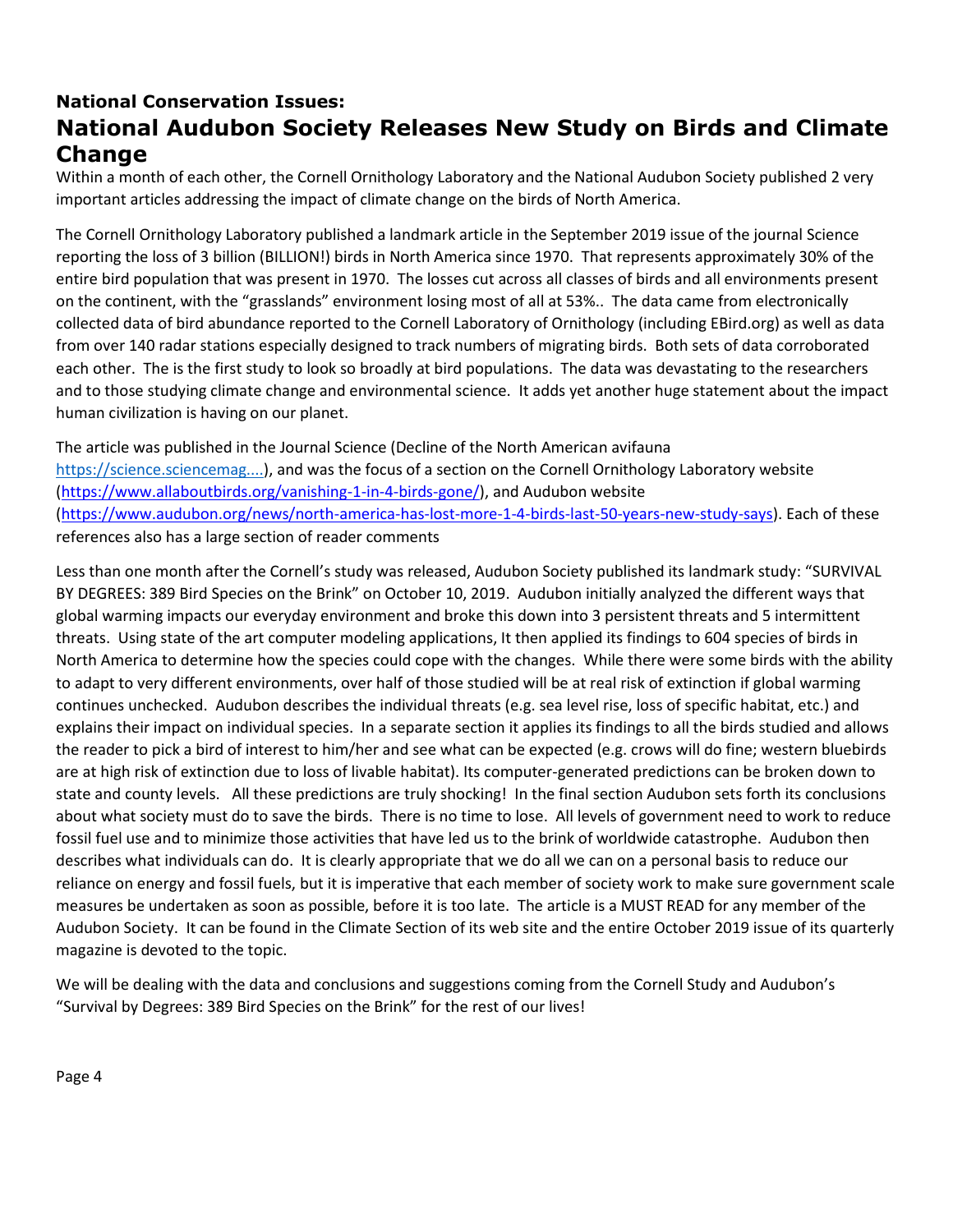### National Conservation Issues:

## National Audubon Society Releases New Study on Birds and Climate Change

Within a month of each other, the Cornell Ornithology Laboratory and the National Audubon Society published 2 very important articles addressing the impact of climate change on the birds of North America.

The Cornell Ornithology Laboratory published a landmark article in the September 2019 issue of the journal Science reporting the loss of 3 billion (BILLION!) birds in North America since 1970. That represents approximately 30% of the entire bird population that was present in 1970. The losses cut across all classes of birds and all environments present on the continent, with the "grasslands" environment losing most of all at 53%.. The data came from electronically collected data of bird abundance reported to the Cornell Laboratory of Ornithology (including EBird.org) as well as data from over 140 radar stations especially designed to track numbers of migrating birds. Both sets of data corroborated each other. The is the first study to look so broadly at bird populations. The data was devastating to the researchers and to those studying climate change and environmental science. It adds yet another huge statement about the impact human civilization is having on our planet.

The article was published in the Journal Science (Decline of the North American avifauna https://science.sciencemag....), and was the focus of a section on the Cornell Ornithology Laboratory website (https://www.allaboutbirds.org/vanishing-1-in-4-birds-gone/), and Audubon website (https://www.audubon.org/news/north-america-has-lost-more-1-4-birds-last-50-years-new-study-says). Each of these references also has a large section of reader comments

Less than one month after the Cornell's study was released, Audubon Society published its landmark study: "SURVIVAL BY DEGREES: 389 Bird Species on the Brink" on October 10, 2019. Audubon initially analyzed the different ways that global warming impacts our everyday environment and broke this down into 3 persistent threats and 5 intermittent threats. Using state of the art computer modeling applications, It then applied its findings to 604 species of birds in North America to determine how the species could cope with the changes. While there were some birds with the ability to adapt to very different environments, over half of those studied will be at real risk of extinction if global warming continues unchecked. Audubon describes the individual threats (e.g. sea level rise, loss of specific habitat, etc.) and explains their impact on individual species. In a separate section it applies its findings to all the birds studied and allows the reader to pick a bird of interest to him/her and see what can be expected (e.g. crows will do fine; western bluebirds are at high risk of extinction due to loss of livable habitat). Its computer-generated predictions can be broken down to state and county levels. All these predictions are truly shocking! In the final section Audubon sets forth its conclusions about what society must do to save the birds. There is no time to lose. All levels of government need to work to reduce fossil fuel use and to minimize those activities that have led us to the brink of worldwide catastrophe. Audubon then describes what individuals can do. It is clearly appropriate that we do all we can on a personal basis to reduce our reliance on energy and fossil fuels, but it is imperative that each member of society work to make sure government scale measures be undertaken as soon as possible, before it is too late. The article is a MUST READ for any member of the Audubon Society. It can be found in the Climate Section of its web site and the entire October 2019 issue of its quarterly magazine is devoted to the topic.

We will be dealing with the data and conclusions and suggestions coming from the Cornell Study and Audubon's "Survival by Degrees: 389 Bird Species on the Brink" for the rest of our lives!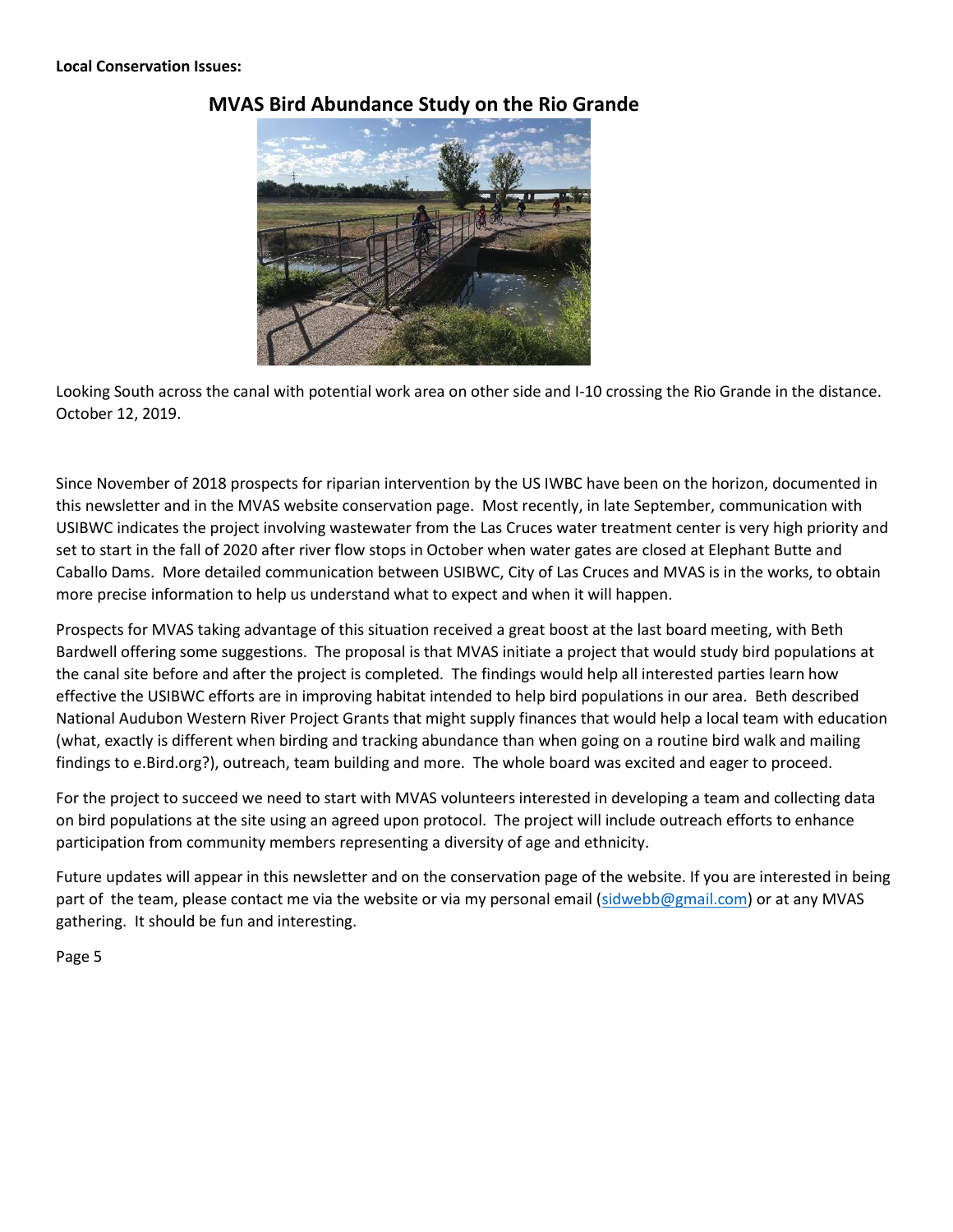**Local Conservation Issues:**

## MVAS Bird Abundance Study on the Rio Grande

Looking South across the canal with potential work area on other side and I-10 crossing the Rio Grande in the distance. October 12, 2019.

Since November of 2018 prospects for riparian intervention by the US IWBC have been on the horizon, documented in this newsletter and in the MVAS website conservation page. Most recently, in late September, communication with USIBWC indicates the project involving wastewater from the Las Cruces water treatment center is very high priority and set to start in the fall of 2020 after river flow stops in October when water gates are closed at Elephant Butte and Caballo Dams. More detailed communication between USIBWC, City of Las Cruces and MVAS is in the works, to obtain more precise information to help us understand what to expect and when it will happen.

Prospects for MVAS taking advantage of this situation received a great boost at the last board meeting, with Beth Bardwell offering some suggestions. The proposal is that MVAS initiate a project that would study bird populations at the canal site before and after the project is completed. The findings would help all interested parties learn how effective the USIBWC efforts are in improving habitat intended to help bird populations in our area. Beth described National Audubon Western River Project Grants that might supply finances that would help a local team with education (what, exactly is different when birding and tracking abundance than when going on a routine bird walk and mailing findings to e.Bird.org?), outreach, team building and more. The whole board was excited and eager to proceed.

For the project to succeed we need to start with MVAS volunteers interested in developing a team and collecting data on bird populations at the site using an agreed upon protocol. The project will include outreach efforts to enhance participation from community members representing a diversity of age and ethnicity.

Future updates will appear in this newsletter and on the conservation page of the website. If you are interested in being part of the team, please contact me via the website or via my personal email (sidwebb@gmail.com) or at any MVAS gathering. It should be fun and interesting.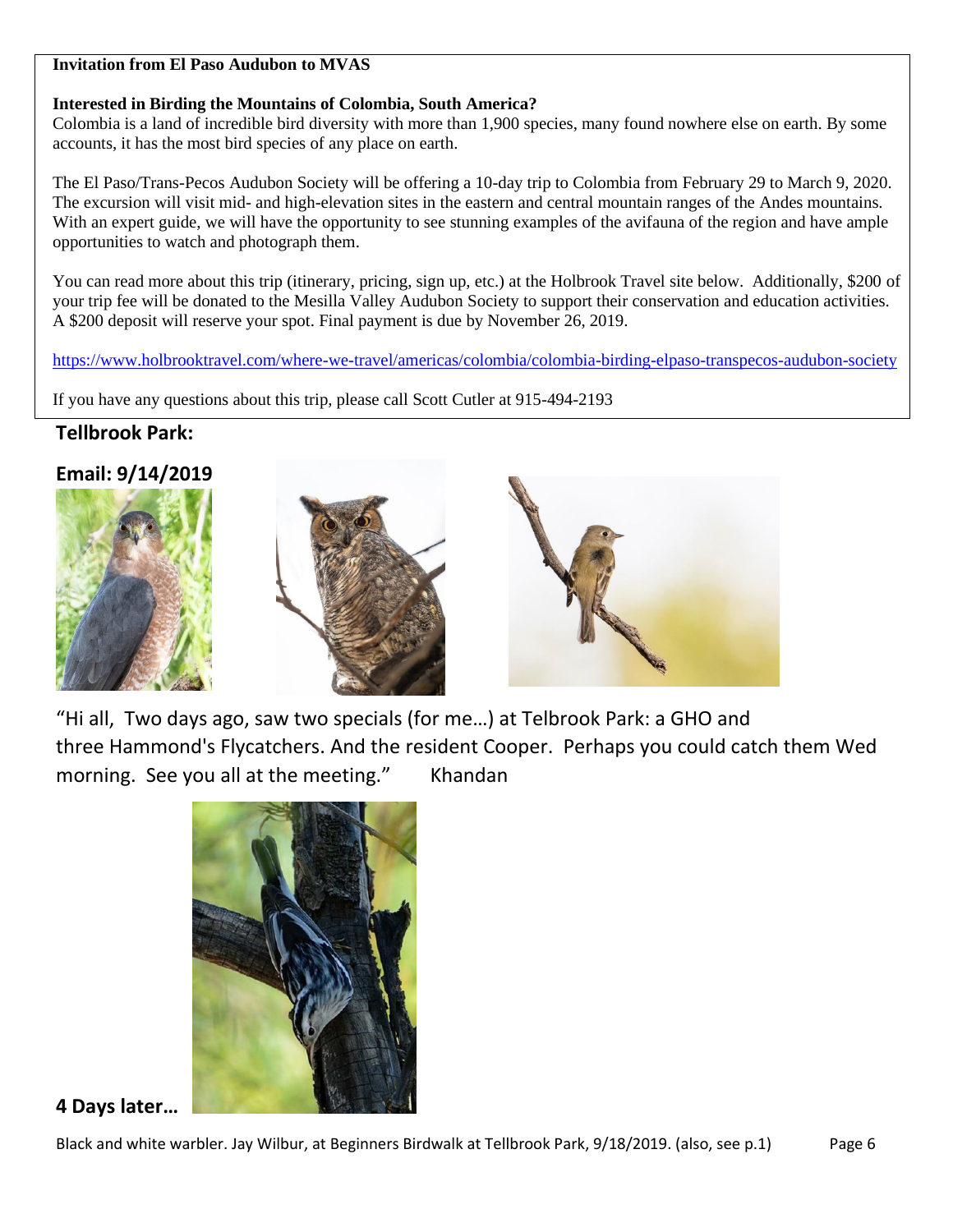**Invitation from El Paso Audubon to MVAS**

**Interested in Birding the Mountains of Colombia, South America?**
Colombia is a land of incredible bird diversity with more than 1,900 species, many found nowhere else on earth. By some accounts, it has the most bird species of any place on earth.

The El Paso/Trans-Pecos Audubon Society will be offering a 10-day trip to Colombia from February 29 to March 9, 2020. The excursion will visit mid- and high-elevation sites in the eastern and central mountain ranges of the Andes mountains. With an expert guide, we will have the opportunity to see stunning examples of the avifauna of the region and have ample opportunities to watch and photograph them.

You can read more about this trip (itinerary, pricing, sign up, etc.) at the Holbrook Travel site below. Additionally, $200 of your trip fee will be donated to the Mesilla Valley Audubon Society to support their conservation and education activities. A $200 deposit will reserve your spot. Final payment is due by November 26, 2019.

https://www.holbrooktravel.com/where-we-travel/americas/colombia/colombia-birding-elpaso-transpecos-audubon-society

If you have any questions about this trip, please call Scott Cutler at 915-494-2193

## Tellbrook Park:

## Email: 9/14/2019

"Hi all, Two days ago, saw two specials (for me…) at Telbrook Park: a GHO and three Hammond's Flycatchers. And the resident Cooper. Perhaps you could catch them Wed morning. See you all at the meeting." Khandan

## 4 Days later…

Black and white warbler. Jay Wilbur, at Beginners Birdwalk at Tellbrook Park, 9/18/2019. (also, see p.1)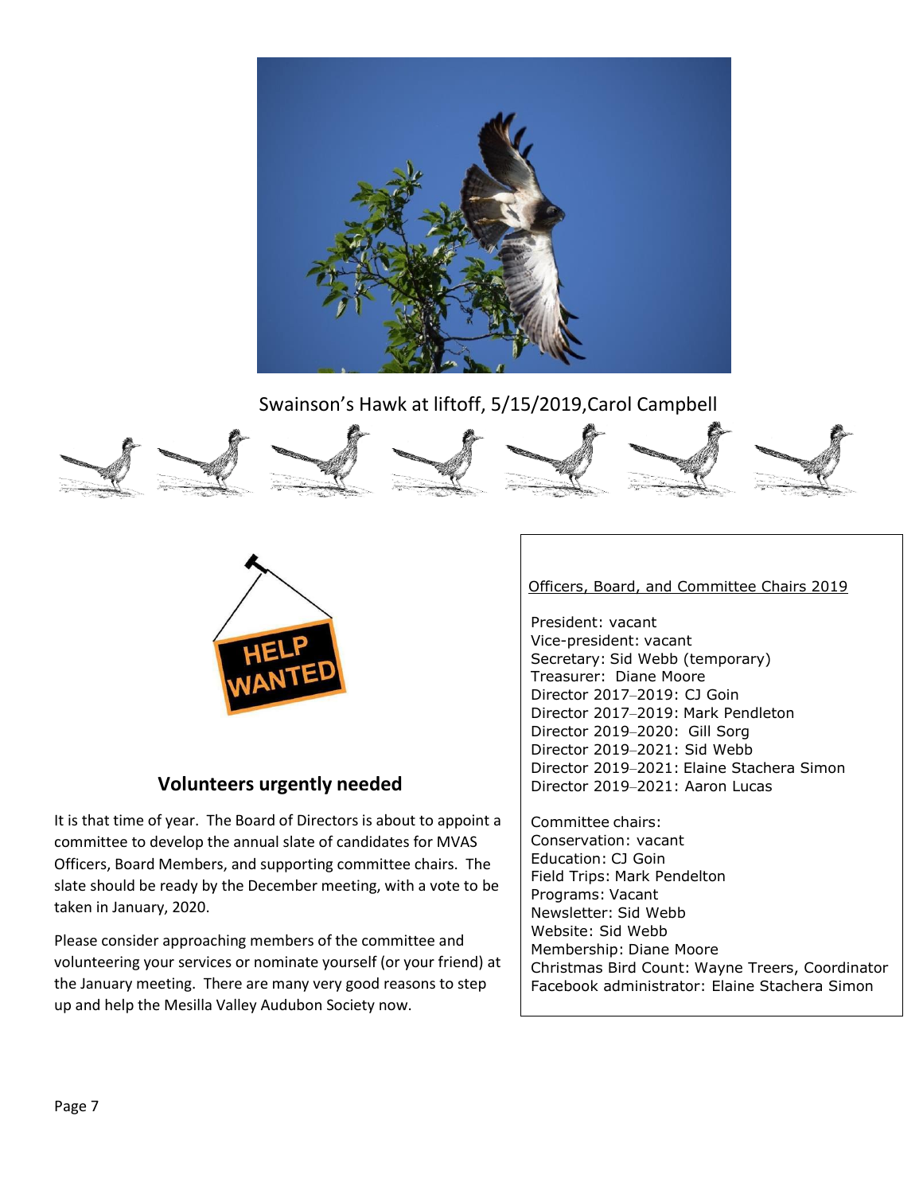Swainson's Hawk at liftoff, 5/15/2019,Carol Campbell

## Volunteers urgently needed

It is that time of year. The Board of Directors is about to appoint a committee to develop the annual slate of candidates for MVAS Officers, Board Members, and supporting committee chairs. The slate should be ready by the December meeting, with a vote to be taken in January, 2020.

Please consider approaching members of the committee and volunteering your services or nominate yourself (or your friend) at the January meeting. There are many very good reasons to step up and help the Mesilla Valley Audubon Society now.

Officers, Board, and Committee Chairs 2019

President: vacant
Vice-president: vacant
Secretary: Sid Webb (temporary)
Treasurer: Diane Moore
Director 2017–2019: CJ Goin
Director 2017–2019: Mark Pendleton
Director 2019–2020: Gill Sorg
Director 2019–2021: Sid Webb
Director 2019–2021: Elaine Stachera Simon
Director 2019–2021: Aaron Lucas

Committee chairs:
Conservation: vacant
Education: CJ Goin
Field Trips: Mark Pendelton
Programs: Vacant
Newsletter: Sid Webb
Website: Sid Webb
Membership: Diane Moore
Christmas Bird Count: Wayne Treers, Coordinator
Facebook administrator: Elaine Stachera Simon